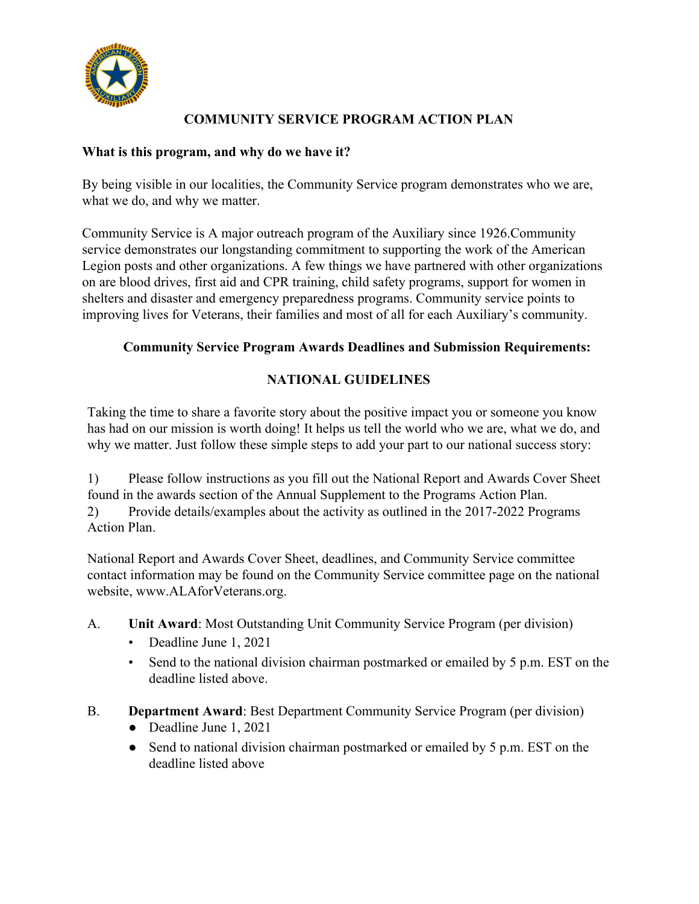# COMMUNITY SERVICE PROGRAM ACTION PLAN

**What is this program, and why do we have it?**

By being visible in our localities, the Community Service program demonstrates who we are, what we do, and why we matter.

Community Service is A major outreach program of the Auxiliary since 1926.Community service demonstrates our longstanding commitment to supporting the work of the American Legion posts and other organizations. A few things we have partnered with other organizations on are blood drives, first aid and CPR training, child safety programs, support for women in shelters and disaster and emergency preparedness programs. Community service points to improving lives for Veterans, their families and most of all for each Auxiliary's community.

## Community Service Program Awards Deadlines and Submission Requirements:

## NATIONAL GUIDELINES

Taking the time to share a favorite story about the positive impact you or someone you know has had on our mission is worth doing! It helps us tell the world who we are, what we do, and why we matter. Just follow these simple steps to add your part to our national success story:

1) Please follow instructions as you fill out the National Report and Awards Cover Sheet found in the awards section of the Annual Supplement to the Programs Action Plan.
2) Provide details/examples about the activity as outlined in the 2017-2022 Programs Action Plan.

National Report and Awards Cover Sheet, deadlines, and Community Service committee contact information may be found on the Community Service committee page on the national website, www.ALAforVeterans.org.

A. **Unit Award**: Most Outstanding Unit Community Service Program (per division)
   - Deadline June 1, 2021
   - Send to the national division chairman postmarked or emailed by 5 p.m. EST on the deadline listed above.

B. **Department Award**: Best Department Community Service Program (per division)
   - Deadline June 1, 2021
   - Send to national division chairman postmarked or emailed by 5 p.m. EST on the deadline listed above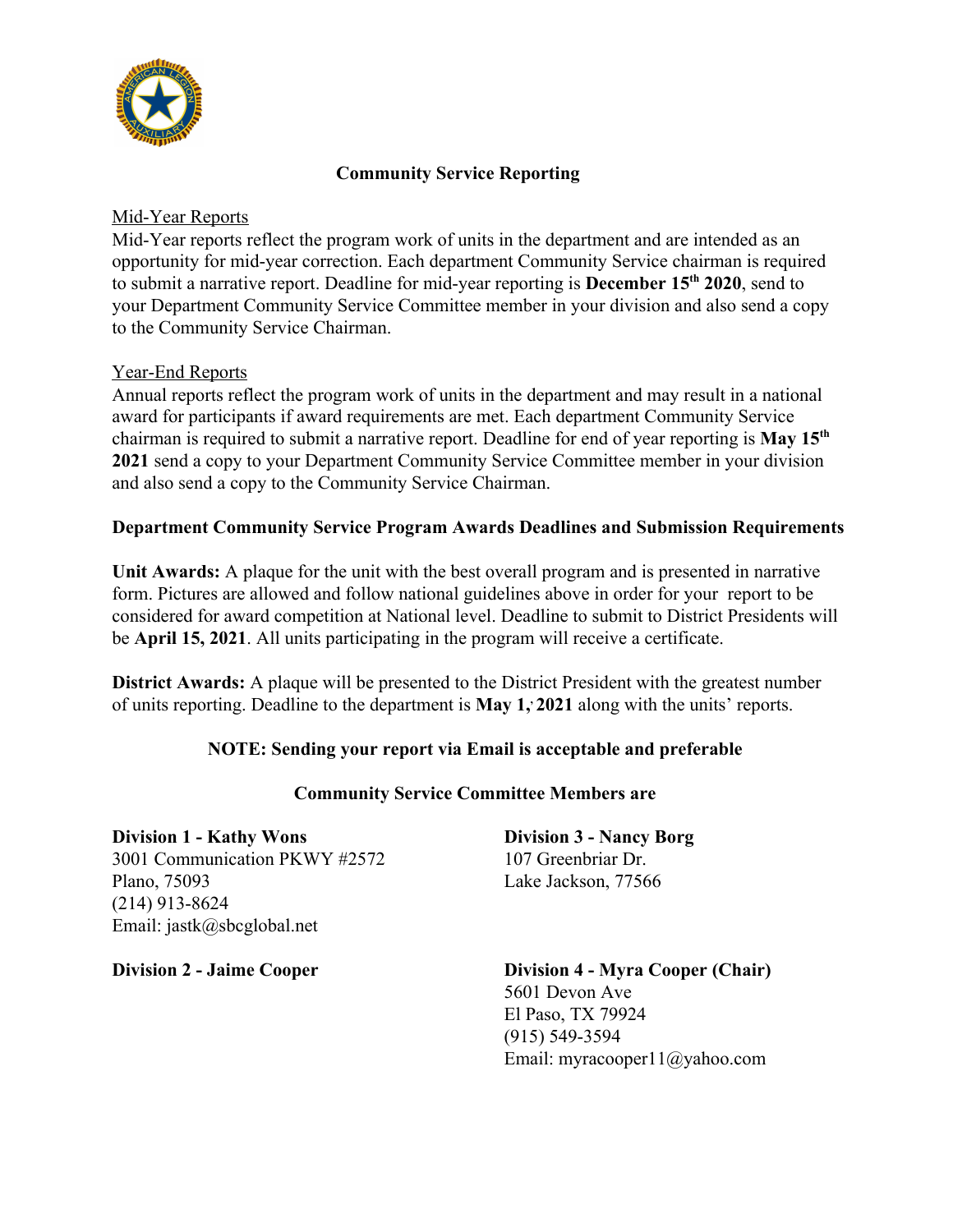## Community Service Reporting

Mid-Year Reports
Mid-Year reports reflect the program work of units in the department and are intended as an opportunity for mid-year correction. Each department Community Service chairman is required to submit a narrative report. Deadline for mid-year reporting is **December 15th 2020**, send to your Department Community Service Committee member in your division and also send a copy to the Community Service Chairman.

Year-End Reports
Annual reports reflect the program work of units in the department and may result in a national award for participants if award requirements are met. Each department Community Service chairman is required to submit a narrative report. Deadline for end of year reporting is **May 15th 2021** send a copy to your Department Community Service Committee member in your division and also send a copy to the Community Service Chairman.

**Department Community Service Program Awards Deadlines and Submission Requirements**

**Unit Awards:** A plaque for the unit with the best overall program and is presented in narrative form. Pictures are allowed and follow national guidelines above in order for your report to be considered for award competition at National level. Deadline to submit to District Presidents will be **April 15, 2021**. All units participating in the program will receive a certificate.

**District Awards:** A plaque will be presented to the District President with the greatest number of units reporting. Deadline to the department is **May 1, 2021** along with the units' reports.

**NOTE: Sending your report via Email is acceptable and preferable**

**Community Service Committee Members are**

**Division 1 - Kathy Wons**
3001 Communication PKWY #2572
Plano, 75093
(214) 913-8624
Email: jastk@sbcglobal.net

**Division 2 - Jaime Cooper**

**Division 3 - Nancy Borg**
107 Greenbriar Dr.
Lake Jackson, 77566

**Division 4 - Myra Cooper (Chair)**
5601 Devon Ave
El Paso, TX 79924
(915) 549-3594
Email: myracooper11@yahoo.com